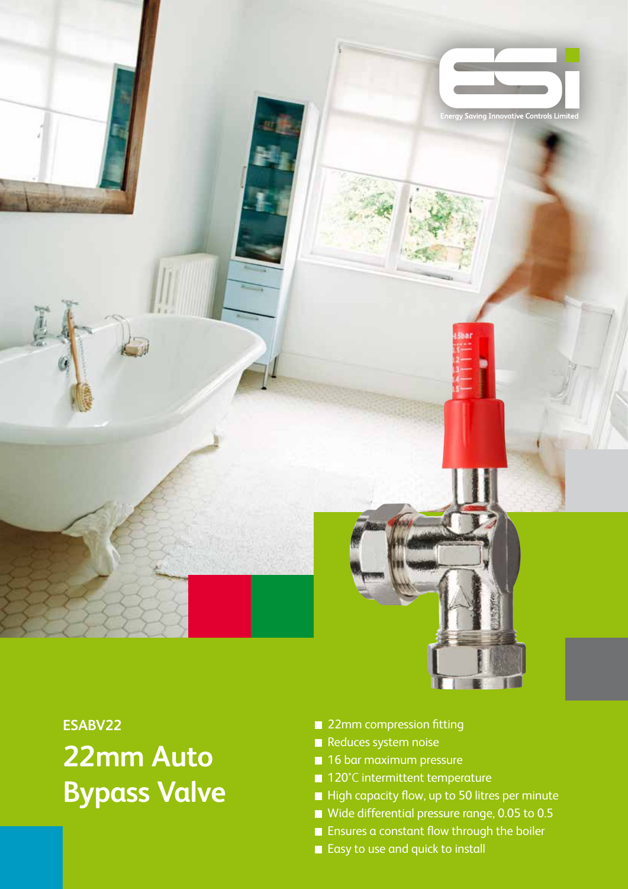ESABV22

# 22mm Auto Bypass Valve

- 22mm compression fitting
- Reduces system noise
- 16 bar maximum pressure
- 120˚C intermittent temperature
- High capacity flow, up to 50 litres per minute
- Wide differential pressure range, 0.05 to 0.5
- Ensures a constant flow through the boiler
- Easy to use and quick to install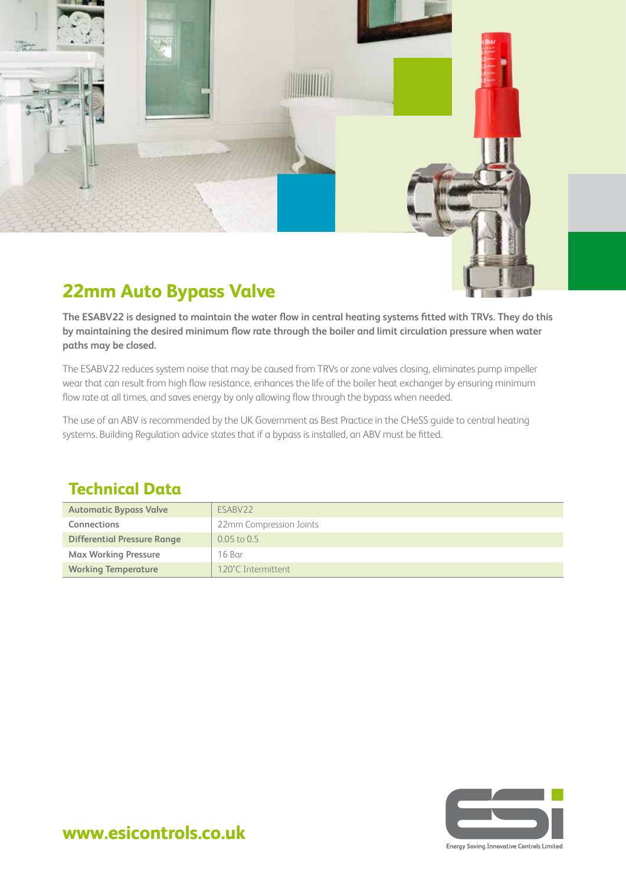# 22mm Auto Bypass Valve

**The ESABV22 is designed to maintain the water flow in central heating systems fitted with TRVs. They do this by maintaining the desired minimum flow rate through the boiler and limit circulation pressure when water paths may be closed.**

The ESABV22 reduces system noise that may be caused from TRVs or zone valves closing, eliminates pump impeller wear that can result from high flow resistance, enhances the life of the boiler heat exchanger by ensuring minimum flow rate at all times, and saves energy by only allowing flow through the bypass when needed.

The use of an ABV is recommended by the UK Government as Best Practice in the CHeSS guide to central heating systems. Building Regulation advice states that if a bypass is installed, an ABV must be fitted.

## Technical Data

| | |
|---|---|
| **Automatic Bypass Valve** | ESABV22 |
| **Connections** | 22mm Compression Joints |
| **Differential Pressure Range** | 0.05 to 0.5 |
| **Max Working Pressure** | 16 Bar |
| **Working Temperature** | 120°C Intermittent |

**www.esicontrols.co.uk**

Energy Saving Innovative Controls Limited